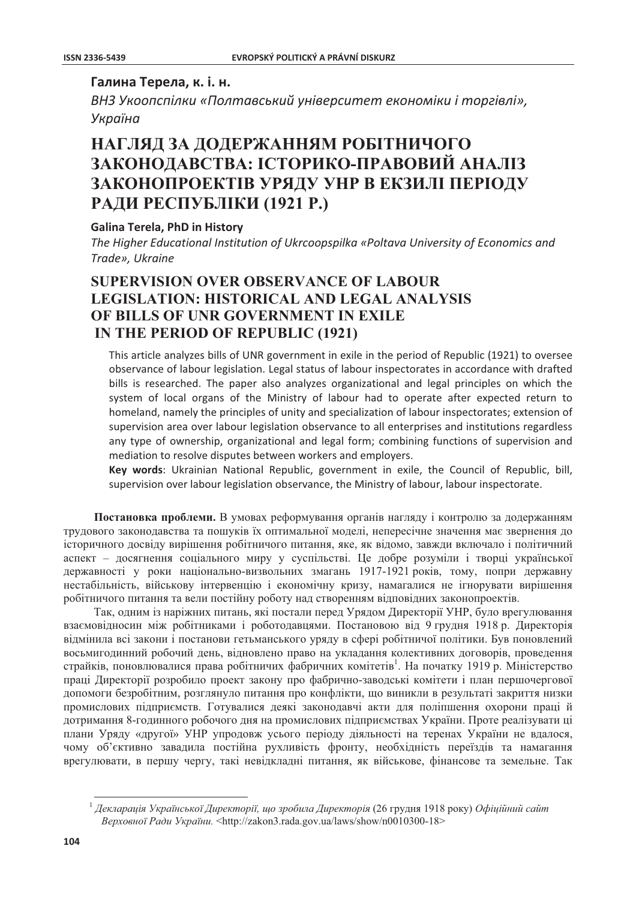**Галина Терела, к. і. н.**

*ВНЗ Укоопспілки «Полтавський університет економіки і торгівлі», Україна*

# НАГЛЯД ЗА ДОДЕРЖАННЯМ РОБІТНИЧОГО ЗАКОНОДАВСТВА: ІСТОРИКО-ПРАВОВИЙ АНАЛІЗ ЗАКОНОПРОЕКТІВ УРЯДУ УНР В ЕКЗИЛІ ПЕРІОДУ РАДИ РЕСПУБЛІКИ (1921 Р.)

**Galina Terela, PhD in History**

*The Higher Educational Institution of Ukrcoopspilka «Poltava University of Economics and Trade», Ukraine*

# SUPERVISION OVER OBSERVANCE OF LABOUR LEGISLATION: HISTORICAL AND LEGAL ANALYSIS OF BILLS OF UNR GOVERNMENT IN EXILE IN THE PERIOD OF REPUBLIC (1921)

This article analyzes bills of UNR government in exile in the period of Republic (1921) to oversee observance of labour legislation. Legal status of labour inspectorates in accordance with drafted bills is researched. The paper also analyzes organizational and legal principles on which the system of local organs of the Ministry of labour had to operate after expected return to homeland, namely the principles of unity and specialization of labour inspectorates; extension of supervision area over labour legislation observance to all enterprises and institutions regardless any type of ownership, organizational and legal form; combining functions of supervision and mediation to resolve disputes between workers and employers.

**Key words**: Ukrainian National Republic, government in exile, the Council of Republic, bill, supervision over labour legislation observance, the Ministry of labour, labour inspectorate.

**Постановка проблеми.** В умовах реформування органів нагляду і контролю за додержанням трудового законодавства та пошуків їх оптимальної моделі, непересічне значення має звернення до історичного досвіду вирішення робітничого питання, яке, як відомо, завжди включало і політичний аспект – досягнення соціального миру у суспільстві. Це добре розуміли і творці української державності у роки національно-визвольних змагань 1917-1921 років, тому, попри державну нестабільність, військову інтервенцію і економічну кризу, намагалися не ігнорувати вирішення робітничого питання та вели постійну роботу над створенням відповідних законопроектів.

Так, одним із наріжних питань, які постали перед Урядом Директорії УНР, було врегулювання взаємовідносин між робітниками і роботодавцями. Постановою від 9 грудня 1918 р. Директорія відмінила всі закони і постанови гетьманського уряду в сфері робітничої політики. Був поновлений восьмигодинний робочий день, відновлено право на укладання колективних договорів, проведення страйків, поновлювалися права робітничих фабричних комітетів[1]. На початку 1919 р. Міністерство праці Директорії розробило проект закону про фабрично-заводські комітети і план першочергової допомоги безробітним, розглянуло питання про конфлікти, що виникли в результаті закриття низки промислових підприємств. Готувалися деякі законодавчі акти для поліпшення охорони праці й дотримання 8-годинного робочого дня на промислових підприємствах України. Проте реалізувати ці плани Уряду «другої» УНР упродовж усього періоду діяльності на теренах України не вдалося, чому об'єктивно завадила постійна рухливість фронту, необхідність переїздів та намагання врегулювати, в першу чергу, такі невідкладні питання, як військове, фінансове та земельне. Так

---

[1] *Декларація Української Директорії, що зробила Директорія* (26 грудня 1918 року) *Офіційний сайт Верховної Ради України.* <http://zakon3.rada.gov.ua/laws/show/n0010300-18>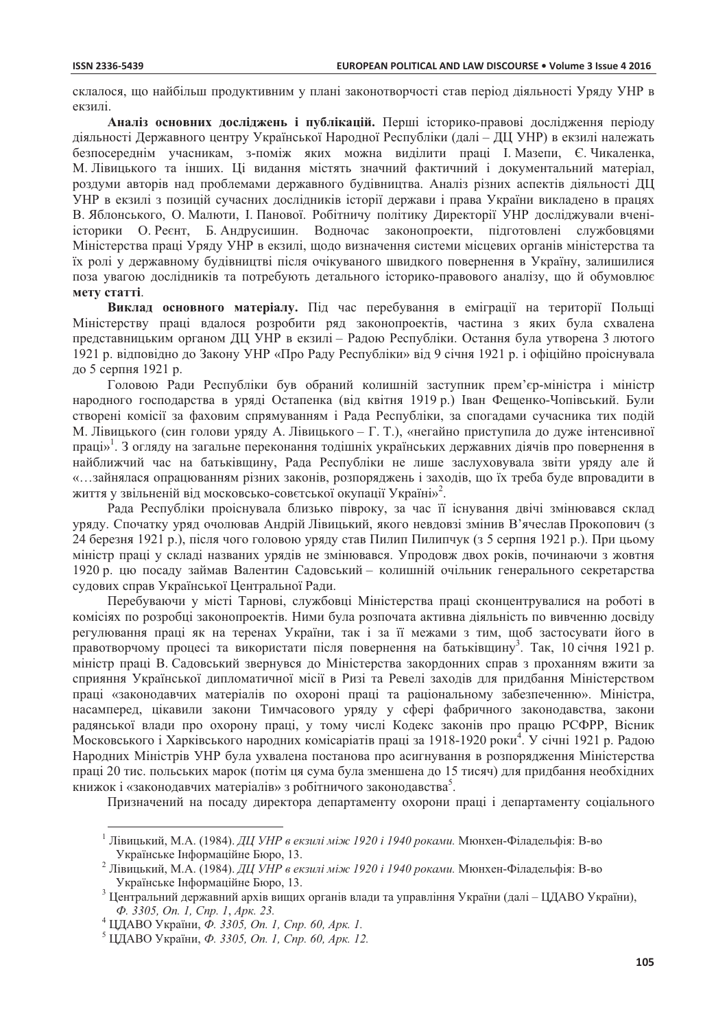склалося, що найбільш продуктивним у плані законотворчості став період діяльності Уряду УНР в екзилі.

**Аналіз основних досліджень і публікацій.** Перші історико-правові дослідження періоду діяльності Державного центру Української Народної Республіки (далі – ДЦ УНР) в екзилі належать безпосереднім учасникам, з-поміж яких можна виділити праці І. Мазепи, Є. Чикаленка, М. Лівицького та інших. Ці видання містять значний фактичний і документальний матеріал, роздуми авторів над проблемами державного будівництва. Аналіз різних аспектів діяльності ДЦ УНР в екзилі з позицій сучасних дослідників історії держави і права України викладено в працях В. Яблонського, О. Малюти, І. Панової. Робітничу політику Директорії УНР досліджували вчені-історики О. Реєнт, Б. Андрусишин. Водночас законопроекти, підготовлені службовцями Міністерства праці Уряду УНР в екзилі, щодо визначення системи місцевих органів міністерства та їх ролі у державному будівництві після очікуваного швидкого повернення в Україну, залишилися поза увагою дослідників та потребують детального історико-правового аналізу, що й обумовлює **мету статті**.

**Виклад основного матеріалу.** Під час перебування в еміграції на території Польщі Міністерству праці вдалося розробити ряд законопроектів, частина з яких була схвалена представницьким органом ДЦ УНР в екзилі – Радою Республіки. Остання була утворена 3 лютого 1921 р. відповідно до Закону УНР «Про Раду Республіки» від 9 січня 1921 р. і офіційно проіснувала до 5 серпня 1921 р.

Головою Ради Республіки був обраний колишній заступник прем'єр-міністра і міністр народного господарства в уряді Остапенка (від квітня 1919 р.) Іван Фещенко-Чопівський. Були створені комісії за фаховим спрямуванням і Рада Республіки, за спогадами сучасника тих подій М. Лівицького (син голови уряду А. Лівицького – Г. Т.), «негайно приступила до дуже інтенсивної праці»[1]. З огляду на загальне переконання тодішніх українських державних діячів про повернення в найближчий час на батьківщину, Рада Республіки не лише заслуховувала звіти уряду але й «…зайнялася опрацюванням різних законів, розпоряджень і заходів, що їх треба буде впровадити в життя у звільненій від московсько-совєтської окупації Україні»[2].

Рада Республіки проіснувала близько півроку, за час її існування двічі змінювався склад уряду. Спочатку уряд очолював Андрій Лівицький, якого невдовзі змінив В'ячеслав Прокопович (з 24 березня 1921 р.), після чого головою уряду став Пилип Пилипчук (з 5 серпня 1921 р.). При цьому міністр праці у складі названих урядів не змінювався. Упродовж двох років, починаючи з жовтня 1920 р. цю посаду займав Валентин Садовський – колишній очільник генерального секретарства судових справ Української Центральної Ради.

Перебуваючи у місті Тарнові, службовці Міністерства праці сконцентрувалися на роботі в комісіях по розробці законопроектів. Ними була розпочата активна діяльність по вивченню досвіду регулювання праці як на теренах України, так і за її межами з тим, щоб застосувати його в правотворчому процесі та використати після повернення на батьківщину[3]. Так, 10 січня 1921 р. міністр праці В. Садовський звернувся до Міністерства закордонних справ з проханням вжити за сприяння Української дипломатичної місії в Ризі та Ревелі заходів для придбання Міністерством праці «законодавчих матеріалів по охороні праці та раціональному забезпеченню». Міністра, насамперед, цікавили закони Тимчасового уряду у сфері фабричного законодавства, закони радянської влади про охорону праці, у тому числі Кодекс законів про працю РСФРР, Вісник Московського і Харківського народних комісаріатів праці за 1918-1920 роки[4]. У січні 1921 р. Радою Народних Міністрів УНР була ухвалена постанова про асигнування в розпорядження Міністерства праці 20 тис. польських марок (потім ця сума була зменшена до 15 тисяч) для придбання необхідних книжок і «законодавчих матеріалів» з робітничого законодавства[5].

Призначений на посаду директора департаменту охорони праці і департаменту соціального

---

[1] Лівицький, М.А. (1984). *ДЦ УНР в екзилі між 1920 і 1940 роками.* Мюнхен-Філадельфія: В-во Українське Інформаційне Бюро, 13.

[2] Лівицький, М.А. (1984). *ДЦ УНР в екзилі між 1920 і 1940 роками.* Мюнхен-Філадельфія: В-во Українське Інформаційне Бюро, 13.

[3] Центральний державний архів вищих органів влади та управління України (далі – ЦДАВО України), *Ф. 3305, Оп. 1, Спр. 1, Арк. 23.*

[4] ЦДАВО України, *Ф. 3305, Оп. 1, Спр. 60, Арк. 1.*

[5] ЦДАВО України, *Ф. 3305, Оп. 1, Спр. 60, Арк. 12.*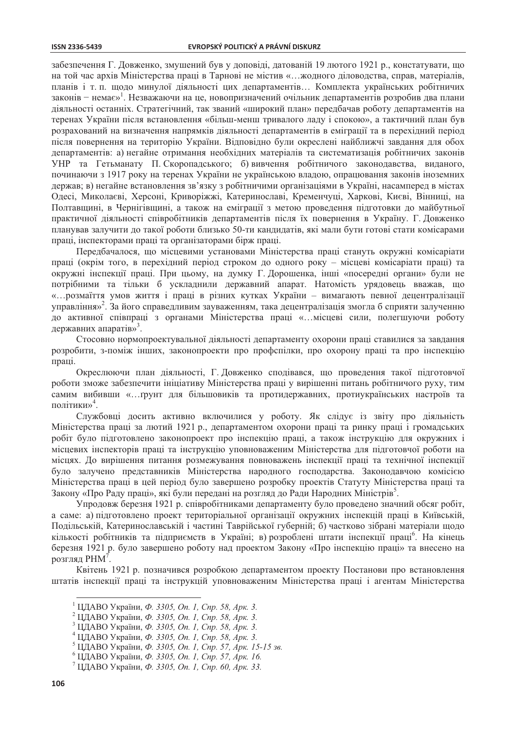забезпечення Г. Довженко, змушений був у доповіді, датованій 19 лютого 1921 р., констатувати, що на той час архів Міністерства праці в Тарнові не містив «…жодного діловодства, справ, матеріалів, планів і т. п. щодо минулої діяльності цих департаментів… Комплекта українських робітничих законів – немає»[1]. Незважаючи на це, новопризначений очільник департаментів розробив два плани діяльності останніх. Стратегічний, так званий «широкий план» передбачав роботу департаментів на теренах України після встановлення «більш-менш тривалого ладу і спокою», а тактичний план був розрахований на визначення напрямків діяльності департаментів в еміграції та в перехідний період після повернення на територію України. Відповідно були окреслені найближчі завдання для обох департаментів: а) негайне отримання необхідних матеріалів та систематизація робітничих законів УНР та Гетьманату П. Скоропадського; б) вивчення робітничого законодавства, виданого, починаючи з 1917 року на теренах України не українською владою, опрацювання законів іноземних держав; в) негайне встановлення зв'язку з робітничими організаціями в Україні, насамперед в містах Одесі, Миколаєві, Херсоні, Криворіжжі, Катеринославі, Кременчуці, Харкові, Києві, Вінниці, на Полтавщині, в Чернігівщині, а також на еміграції з метою проведення підготовки до майбутньої практичної діяльності співробітників департаментів після їх повернення в Україну. Г. Довженко планував залучити до такої роботи близько 50-ти кандидатів, які мали бути готові стати комісарами праці, інспекторами праці та організаторами бірж праці.

Передбачалося, що місцевими установами Міністерства праці стануть округжні комісаріати праці (окрім того, в перехідний період строком до одного року – місцеві комісаріати праці) та округжні інспекції праці. При цьому, на думку Г. Дорошенка, інші «посередні органи» були не потрібними та тільки б ускладнили державний апарат. Натомість урядовець вважав, що «…розмаїття умов життя і праці в різних кутках України – вимагають певної децентралізації управління»[2]. За його справедливим зауваженням, така децентралізація змогла б сприяти залученню до активної співпраці з органами Міністерства праці «…місцеві сили, полегшуючи роботу державних апаратів»[3].

Стосовно нормопроектувальної діяльності департаменту охорони праці ставилися за завдання розробити, з-поміж інших, законопроекти про профспілки, про охорону праці та про інспекцію праці.

Окреслюючи план діяльності, Г. Довженко сподівався, що проведення такої підготовчої роботи зможе забезпечити ініціативу Міністерства праці у вирішенні питань робітничого руху, тим самим вибивши «…ґрунт для більшовиків та протидержавних, протиукраїнських настроїв та політики»[4].

Службовці досить активно включилися у роботу. Як слідує із звіту про діяльність Міністерства праці за лютий 1921 р., департаментом охорони праці та ринку праці і громадських робіт було підготовлено законопроект про інспекцію праці, а також інструкцію для округжних і місцевих інспекторів праці та інструкцію уповноваженим Міністерства для підготовчої роботи на місцях. До вирішення питання розмежування повноважень інспекції праці та технічної інспекції було залучено представників Міністерства народного господарства. Законодавчою комісією Міністерства праці в цей період було завершено розробку проектів Статуту Міністерства праці та Закону «Про Раду праці», які були передані на розгляд до Ради Народних Міністрів[5].

Упродовж березня 1921 р. співробітниками департаменту було проведено значний обсяг робіт, а саме: а) підготовлено проект територіальної організації округжних інспекцій праці в Київській, Подільській, Катеринославській і частині Таврійської губерній; б) частково зібрані матеріали щодо кількості робітників та підприємств в Україні; в) розроблені штати інспекції праці[6]. На кінець березня 1921 р. було завершено роботу над проектом Закону «Про інспекцію праці» та внесено на розгляд РНМ[7].

Квітень 1921 р. позначився розробкою департаментом проекту Постанови про встановлення штатів інспекції праці та інструкцій уповноваженим Міністерства праці і агентам Міністерства

---

[1] ЦДАВО України, *Ф. 3305, Оп. 1, Спр. 58, Арк. 3.*

[2] ЦДАВО України, *Ф. 3305, Оп. 1, Спр. 58, Арк. 3.*

[3] ЦДАВО України, *Ф. 3305, Оп. 1, Спр. 58, Арк. 3.*

[4] ЦДАВО України, *Ф. 3305, Оп. 1, Спр. 58, Арк. 3.*

[5] ЦДАВО України, *Ф. 3305, Оп. 1, Спр. 57, Арк. 15-15 зв.*

[6] ЦДАВО України, *Ф. 3305, Оп. 1, Спр. 57, Арк. 16.*

[7] ЦДАВО України, *Ф. 3305, Оп. 1, Спр. 60, Арк. 33.*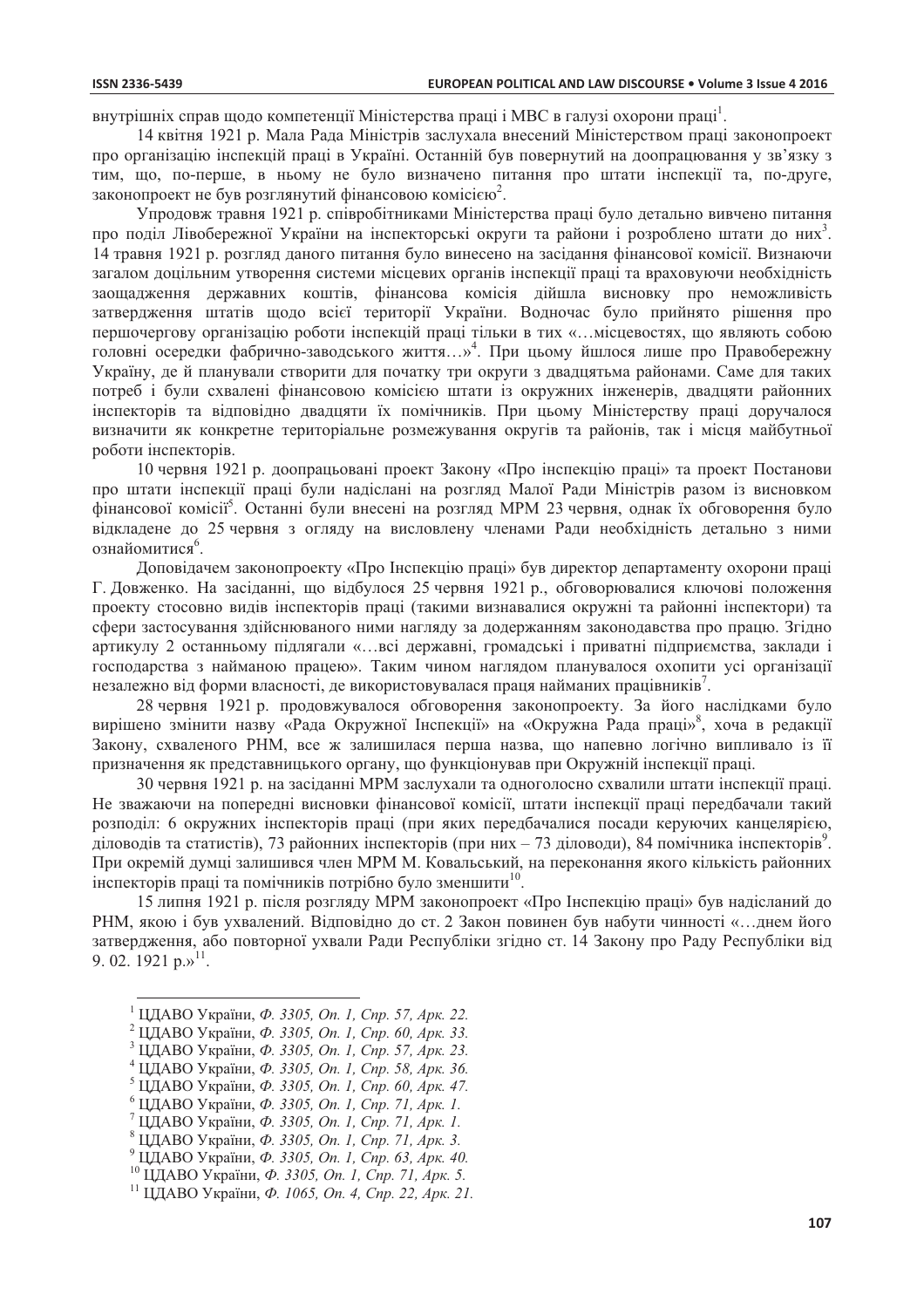внутрішніх справ щодо компетенції Міністерства праці і МВС в галузі охорони праці[1].

14 квітня 1921 р. Мала Рада Міністрів заслухала внесений Міністерством праці законопроект про організацію інспекцій праці в Україні. Останній був повернутий на доопрацювання у зв'язку з тим, що, по-перше, в ньому не було визначено питання про штати інспекції та, по-друге, законопроект не був розглянутий фінансовою комісією[2].

Упродовж травня 1921 р. співробітниками Міністерства праці було детально вивчено питання про поділ Лівобережної України на інспекторські округи та райони і розроблено штати до них[3]. 14 травня 1921 р. розгляд даного питання було винесено на засідання фінансової комісії. Визнаючи загалом доцільним утворення системи місцевих органів інспекції праці та враховуючи необхідність заощадження державних коштів, фінансова комісія дійшла висновку про неможливість затвердження штатів щодо всієї території України. Водночас було прийнято рішення про першочергову організацію роботи інспекцій праці тільки в тих «…місцевостях, що являють собою головні осередки фабрично-заводського життя…»[4]. При цьому йшлося лише про Правобережну Україну, де й планували створити для початку три округи з двадцятьма районами. Саме для таких потреб і були схвалені фінансовою комісією штати із окружних інженерів, двадцяти районних інспекторів та відповідно двадцяти їх помічників. При цьому Міністерству праці доручалося визначити як конкретне територіальне розмежування округів та районів, так і місця майбутньої роботи інспекторів.

10 червня 1921 р. доопрацьовані проект Закону «Про інспекцію праці» та проект Постанови про штати інспекції праці були надіслані на розгляд Малої Ради Міністрів разом із висновком фінансової комісії[5]. Останні були внесені на розгляд МРМ 23 червня, однак їх обговорення було відкладене до 25 червня з огляду на висловлену членами Ради необхідність детально з ними ознайомитися[6].

Доповідачем законопроекту «Про Інспекцію праці» був директор департаменту охорони праці Г. Довженко. На засіданні, що відбулося 25 червня 1921 р., обговорювалися ключові положення проекту стосовно видів інспекторів праці (такими визнавалися окружні та районні інспектори) та сфери застосування здійснюваного ними нагляду за додержанням законодавства про працю. Згідно артикулу 2 останньому підлягали «…всі державні, громадські і приватні підприємства, заклади і господарства з найманою працею». Таким чином наглядом планувалося охопити усі організації незалежно від форми власності, де використовувалася праця найманих працівників[7].

28 червня 1921 р. продовжувалося обговорення законопроекту. За його наслідками було вирішено змінити назву «Рада Окружної Інспекції» на «Окружна Рада праці»[8], хоча в редакції Закону, схваленого РНМ, все ж залишилася перша назва, що напевно логічно випливало із її призначення як представницького органу, що функціонував при Окружній інспекції праці.

30 червня 1921 р. на засіданні МРМ заслухали та одноголосно схвалили штати інспекції праці. Не зважаючи на попередні висновки фінансової комісії, штати інспекції праці передбачали такий розподіл: 6 окружних інспекторів праці (при яких передбачалися посади керуючих канцелярією, діловодів та статистів), 73 районних інспекторів (при них – 73 діловоди), 84 помічника інспекторів[9]. При окремій думці залишився член МРМ М. Ковальський, на переконання якого кількість районних інспекторів праці та помічників потрібно було зменшити[10].

15 липня 1921 р. після розгляду МРМ законопроект «Про Інспекцію праці» був надісланий до РНМ, якою і був ухвалений. Відповідно до ст. 2 Закон повинен був набути чинності «…днем його затвердження, або повторної ухвали Ради Республіки згідно ст. 14 Закону про Раду Республіки від 9. 02. 1921 р.»[11].

---

[1] ЦДАВО України, *Ф. 3305, Оп. 1, Спр. 57, Арк. 22.*

[2] ЦДАВО України, *Ф. 3305, Оп. 1, Спр. 60, Арк. 33.*

[3] ЦДАВО України, *Ф. 3305, Оп. 1, Спр. 57, Арк. 23.*

[4] ЦДАВО України, *Ф. 3305, Оп. 1, Спр. 58, Арк. 36.*

[5] ЦДАВО України, *Ф. 3305, Оп. 1, Спр. 60, Арк. 47.*

[6] ЦДАВО України, *Ф. 3305, Оп. 1, Спр. 71, Арк. 1.*

[7] ЦДАВО України, *Ф. 3305, Оп. 1, Спр. 71, Арк. 1.*

[8] ЦДАВО України, *Ф. 3305, Оп. 1, Спр. 71, Арк. 3.*

[9] ЦДАВО України, *Ф. 3305, Оп. 1, Спр. 63, Арк. 40.*

[10] ЦДАВО України, *Ф. 3305, Оп. 1, Спр. 71, Арк. 5.*

[11] ЦДАВО України, *Ф. 1065, Оп. 4, Спр. 22, Арк. 21.*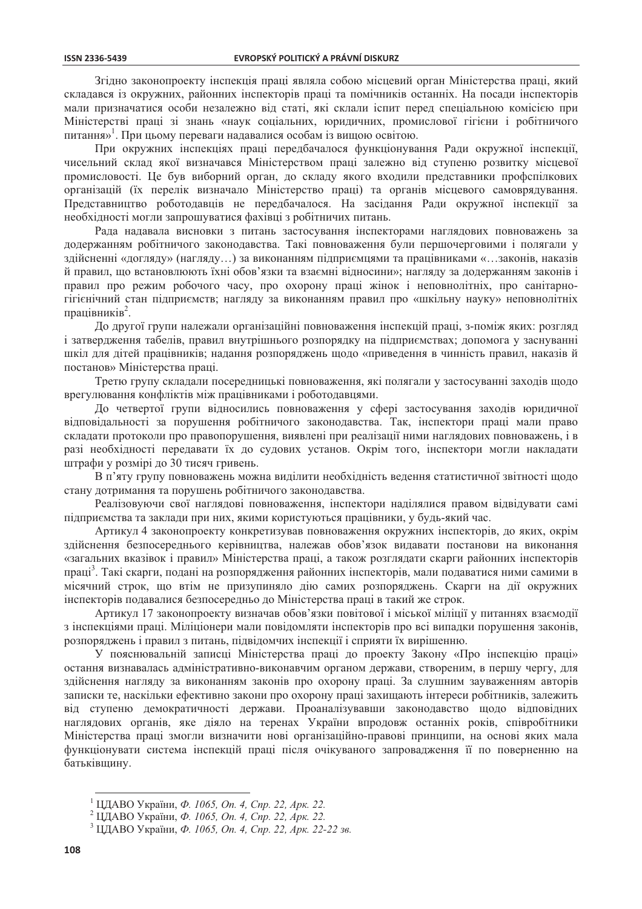Згідно законопроекту інспекція праці являла собою місцевий орган Міністерства праці, який складався із окружних, районних інспекторів праці та помічників останніх. На посади інспекторів мали призначатися особи незалежно від статі, які склали іспит перед спеціальною комісією при Міністерстві праці зі знань «наук соціальних, юридичних, промислової гігієни і робітничого питання»[1]. При цьому переваги надавалися особам із вищою освітою.

При окружних інспекціях праці передбачалося функціонування Ради окружної інспекції, чисельний склад якої визначався Міністерством праці залежно від ступеню розвитку місцевої промисловості. Це був виборний орган, до складу якого входили представники профспілкових організацій (їх перелік визначало Міністерство праці) та органів місцевого самоврядування. Представництво роботодавців не передбачалося. На засідання Ради окружної інспекції за необхідності могли запрошуватися фахівці з робітничих питань.

Рада надавала висновки з питань застосування інспекторами наглядових повноважень за додержанням робітничого законодавства. Такі повноваження були першочерговими і полягали у здійсненні «догляду» (нагляду…) за виконанням підприємцями та працівниками «…законів, наказів й правил, що встановлюють їхні обов'язки та взаємні відносини»; нагляду за додержанням законів і правил про режим робочого часу, про охорону праці жінок і неповнолітніх, про санітарно-гігієнічний стан підприємств; нагляду за виконанням правил про «шкільну науку» неповнолітніх працівників[2].

До другої групи належали організаційні повноваження інспекцій праці, з-поміж яких: розгляд і затвердження табелів, правил внутрішнього розпорядку на підприємствах; допомога у заснуванні шкіл для дітей працівників; надання розпоряджень щодо «приведення в чинність правил, наказів й постанов» Міністерства праці.

Третю групу складали посередницькі повноваження, які полягали у застосуванні заходів щодо врегулювання конфліктів між працівниками і роботодавцями.

До четвертої групи відносились повноваження у сфері застосування заходів юридичної відповідальності за порушення робітничого законодавства. Так, інспектори праці мали право складати протоколи про правопорушення, виявлені при реалізації ними наглядових повноважень, і в разі необхідності передавати їх до судових установ. Окрім того, інспектори могли накладати штрафи у розмірі до 30 тисяч гривень.

В п'яту групу повноважень можна виділити необхідність ведення статистичної звітності щодо стану дотримання та порушень робітничого законодавства.

Реалізовуючи свої наглядові повноваження, інспектори наділялися правом відвідувати самі підприємства та заклади при них, якими користуються працівники, у будь-який час.

Артикул 4 законопроекту конкретизував повноваження окружних інспекторів, до яких, окрім здійснення безпосереднього керівництва, належав обов'язок видавати постанови на виконання «загальних вказівок і правил» Міністерства праці, а також розглядати скарги районних інспекторів праці[3]. Такі скарги, подані на розпорядження районних інспекторів, мали подаватися ними самими в місячний строк, що втім не призупиняло дію самих розпоряджень. Скарги на дії окружних інспекторів подавалися безпосередньо до Міністерства праці в такий же строк.

Артикул 17 законопроекту визначав обов'язки повітової і міської міліції у питаннях взаємодії з інспекціями праці. Міліціонери мали повідомляти інспекторів про всі випадки порушення законів, розпоряджень і правил з питань, підвідомчих інспекції і сприяти їх вирішенню.

У пояснювальній записці Міністерства праці до проекту Закону «Про інспекцію праці» остання визнавалась адміністративно-виконавчим органом держави, створеним, в першу чергу, для здійснення нагляду за виконанням законів про охорону праці. За слушним зауваженням авторів записки те, наскільки ефективно закони про охорону праці захищають інтереси робітників, залежить від ступеню демократичності держави. Проаналізувавши законодавство щодо відповідних наглядових органів, яке діяло на теренах України впродовж останніх років, співробітники Міністерства праці змогли визначити нові організаційно-правові принципи, на основі яких мала функціонувати система інспекцій праці після очікуваного запровадження її по поверненню на батьківщину.

---

[1] ЦДАВО України, *Ф. 1065, Оп. 4, Спр. 22, Арк. 22.*

[2] ЦДАВО України, *Ф. 1065, Оп. 4, Спр. 22, Арк. 22.*

[3] ЦДАВО України, *Ф. 1065, Оп. 4, Спр. 22, Арк. 22-22 зв.*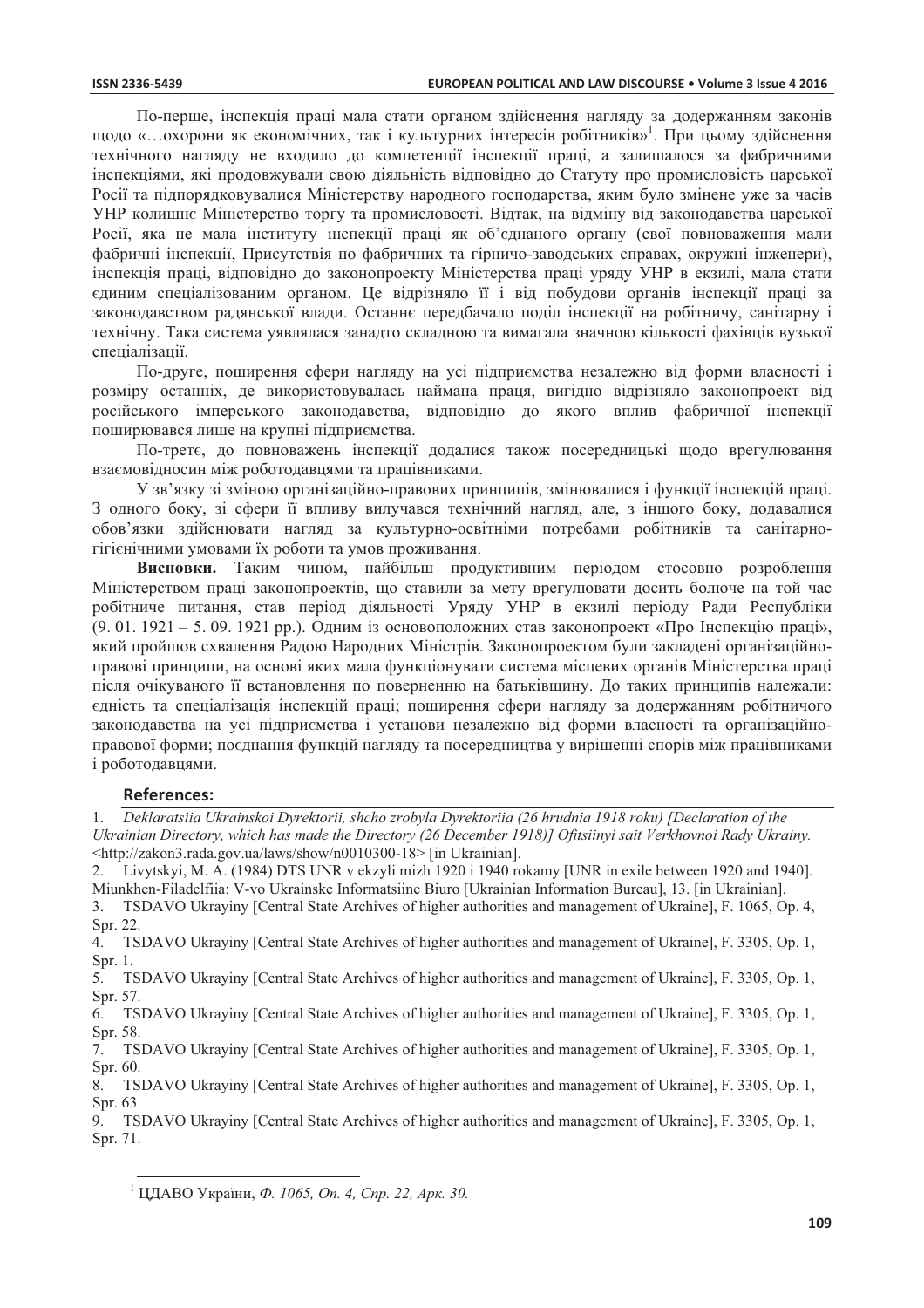По-перше, інспекція праці мала стати органом здійснення нагляду за додержанням законів щодо «…охорони як економічних, так і культурних інтересів робітників»[1]. При цьому здійснення технічного нагляду не входило до компетенції інспекції праці, а залишалося за фабричними інспекціями, які продовжували свою діяльність відповідно до Статуту про промисловість царської Росії та підпорядковувалися Міністерству народного господарства, яким було змінене уже за часів УНР колишнє Міністерство торгу та промисловості. Відтак, на відміну від законодавства царської Росії, яка не мала інституту інспекції праці як об'єднаного органу (свої повноваження мали фабричні інспекції, Присутствія по фабричних та гірничо-заводських справах, окружні інженери), інспекція праці, відповідно до законопроекту Міністерства праці уряду УНР в екзилі, мала стати єдиним спеціалізованим органом. Це відрізняло її і від побудови органів інспекції праці за законодавством радянської влади. Останнє передбачало поділ інспекції на робітничу, санітарну і технічну. Така система уявлялася занадто складною та вимагала значною кількості фахівців вузької спеціалізації.

По-друге, поширення сфери нагляду на усі підприємства незалежно від форми власності і розміру останніх, де використовувалась наймана праця, вигідно відрізняло законопроект від російського імперського законодавства, відповідно до якого вплив фабричної інспекції поширювався лише на крупні підприємства.

По-третє, до повноважень інспекції додалися також посередницькі щодо врегулювання взаємовідносин між роботодавцями та працівниками.

У зв'язку зі зміною організаційно-правових принципів, змінювалися і функції інспекцій праці. З одного боку, зі сфери її впливу вилучався технічний нагляд, але, з іншого боку, додавалися обов'язки здійснювати нагляд за культурно-освітніми потребами робітників та санітарно-гігієнічними умовами їх роботи та умов проживання.

**Висновки.** Таким чином, найбільш продуктивним періодом стосовно розроблення Міністерством праці законопроектів, що ставили за мету врегулювати досить болюче на той час робітниче питання, став період діяльності Уряду УНР в екзилі періоду Ради Республіки (9. 01. 1921 – 5. 09. 1921 рр.). Одним із основоположних став законопроект «Про Інспекцію праці», який пройшов схвалення Радою Народних Міністрів. Законопроектом були закладені організаційно-правові принципи, на основі яких мала функціонувати система місцевих органів Міністерства праці після очікуваного її встановлення по поверненню на батьківщину. До таких принципів належали: єдність та спеціалізація інспекцій праці; поширення сфери нагляду за додержанням робітничого законодавства на усі підприємства і установи незалежно від форми власності та організаційно-правової форми; поєднання функцій нагляду та посередництва у вирішенні спорів між працівниками і роботодавцями.

## References:

1. *Deklaratsiia Ukrainskoi Dyrektorii, shcho zrobyla Dyrektoriia (26 hrudnia 1918 roku) [Declaration of the Ukrainian Directory, which has made the Directory (26 December 1918)] Ofitsiinyi sait Verkhovnoi Rady Ukrainy.* <http://zakon3.rada.gov.ua/laws/show/n0010300-18> [in Ukrainian].
2. Livytskyi, M. A. (1984) DTS UNR v ekzyli mizh 1920 i 1940 rokamy [UNR in exile between 1920 and 1940]. Miunkhen-Filadelfiia: V-vo Ukrainske Informatsiine Biuro [Ukrainian Information Bureau], 13. [in Ukrainian].
3. TSDAVO Ukrayiny [Central State Archives of higher authorities and management of Ukraine], F. 1065, Op. 4, Spr. 22.
4. TSDAVO Ukrayiny [Central State Archives of higher authorities and management of Ukraine], F. 3305, Op. 1, Spr. 1.
5. TSDAVO Ukrayiny [Central State Archives of higher authorities and management of Ukraine], F. 3305, Op. 1, Spr. 57.
6. TSDAVO Ukrayiny [Central State Archives of higher authorities and management of Ukraine], F. 3305, Op. 1, Spr. 58.
7. TSDAVO Ukrayiny [Central State Archives of higher authorities and management of Ukraine], F. 3305, Op. 1, Spr. 60.
8. TSDAVO Ukrayiny [Central State Archives of higher authorities and management of Ukraine], F. 3305, Op. 1, Spr. 63.
9. TSDAVO Ukrayiny [Central State Archives of higher authorities and management of Ukraine], F. 3305, Op. 1, Spr. 71.

---

[1] ЦДАВО України, *Ф. 1065, Оп. 4, Спр. 22, Арк. 30.*